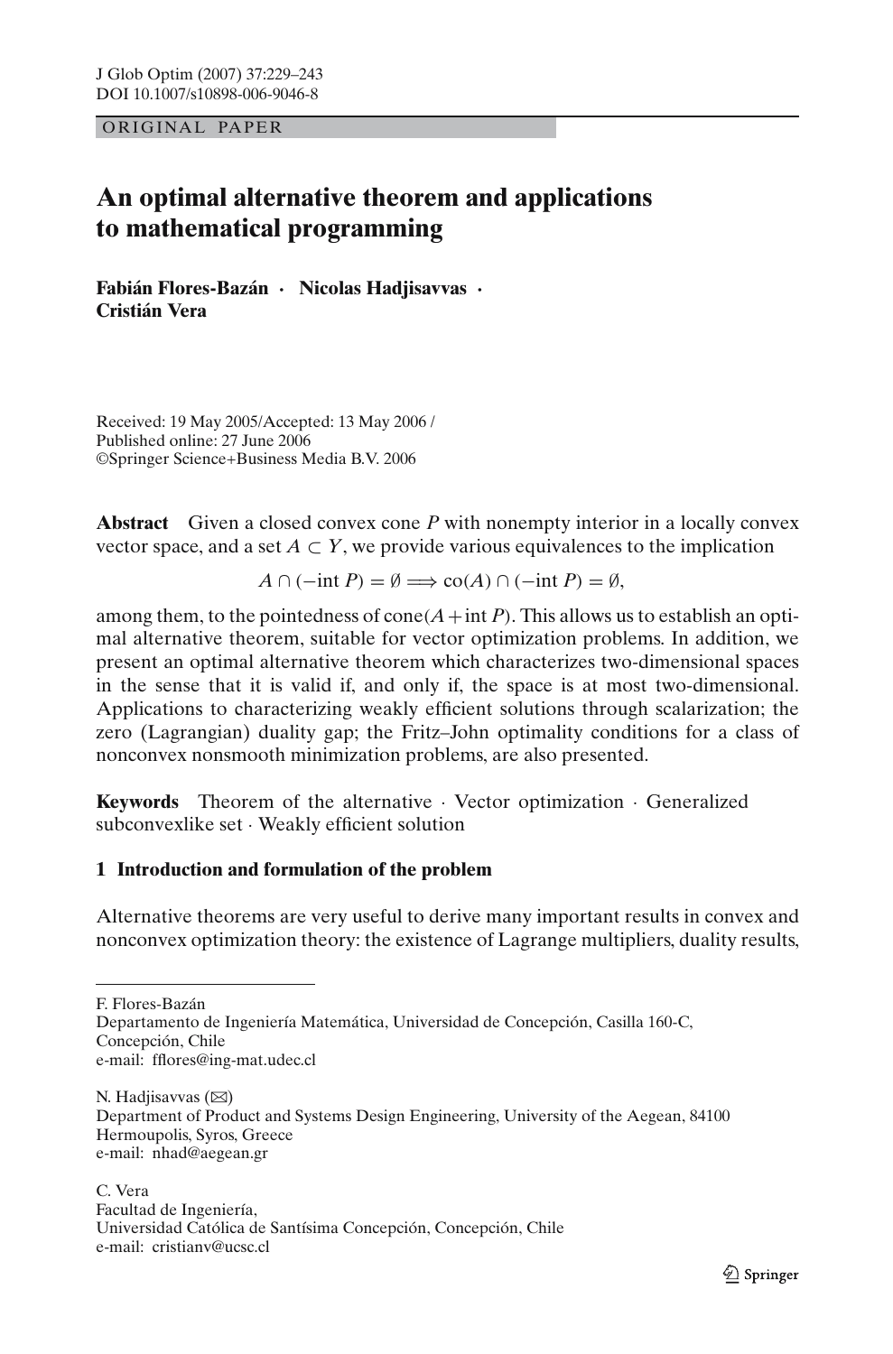ORIGINAL PAPER

# An optimal alternative theorem and applications to mathematical programming

**Fabián Flores-Bazán · Nicolas Hadjisavvas · Cristián Vera**

Received: 19 May 2005/Accepted: 13 May 2006 /
Published online: 27 June 2006
©Springer Science+Business Media B.V. 2006

**Abstract** Given a closed convex cone $P$ with nonempty interior in a locally convex vector space, and a set $A \subset Y$, we provide various equivalences to the implication

$$A \cap (-\text{int } P) = \emptyset \Longrightarrow \text{co}(A) \cap (-\text{int } P) = \emptyset,$$

among them, to the pointedness of $\text{cone}(A + \text{int } P)$. This allows us to establish an optimal alternative theorem, suitable for vector optimization problems. In addition, we present an optimal alternative theorem which characterizes two-dimensional spaces in the sense that it is valid if, and only if, the space is at most two-dimensional. Applications to characterizing weakly efficient solutions through scalarization; the zero (Lagrangian) duality gap; the Fritz–John optimality conditions for a class of nonconvex nonsmooth minimization problems, are also presented.

**Keywords** Theorem of the alternative · Vector optimization · Generalized subconvexlike set · Weakly efficient solution

## 1 Introduction and formulation of the problem

Alternative theorems are very useful to derive many important results in convex and nonconvex optimization theory: the existence of Lagrange multipliers, duality results,

---

F. Flores-Bazán
Departamento de Ingeniería Matemática, Universidad de Concepción, Casilla 160-C, Concepción, Chile
e-mail: fflores@ing-mat.udec.cl

N. Hadjisavvas (✉)
Department of Product and Systems Design Engineering, University of the Aegean, 84100 Hermoupolis, Syros, Greece
e-mail: nhad@aegean.gr

C. Vera
Facultad de Ingeniería,
Universidad Católica de Santísima Concepción, Concepción, Chile
e-mail: cristianv@ucsc.cl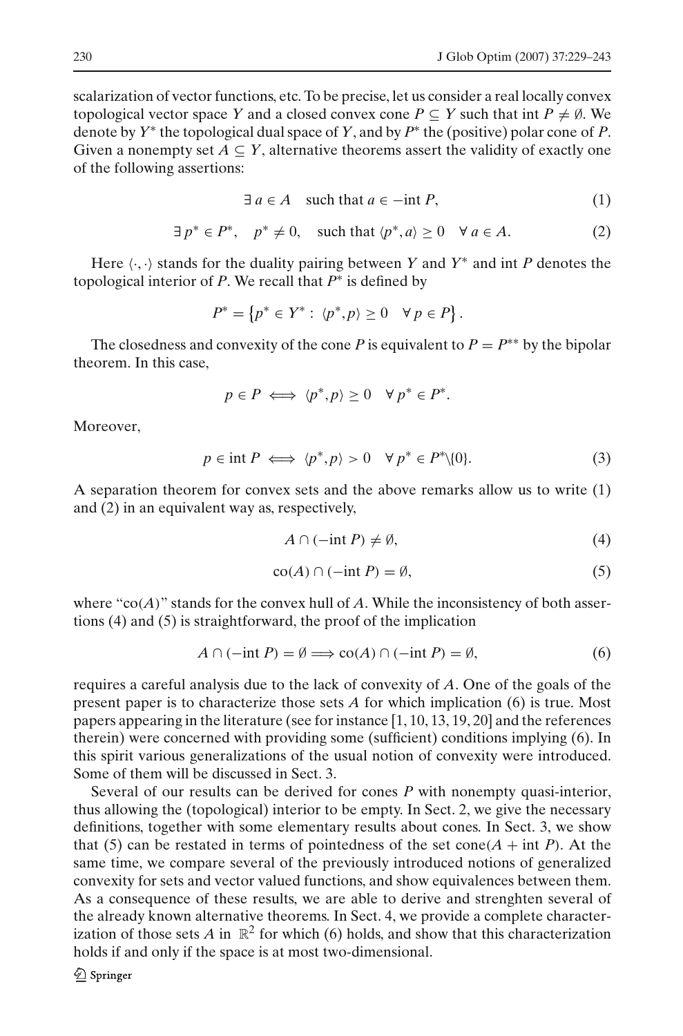scalarization of vector functions, etc. To be precise, let us consider a real locally convex topological vector space $Y$ and a closed convex cone $P \subseteq Y$ such that $\text{int}\, P \neq \emptyset$. We denote by $Y^*$ the topological dual space of $Y$, and by $P^*$ the (positive) polar cone of $P$. Given a nonempty set $A \subseteq Y$, alternative theorems assert the validity of exactly one of the following assertions:

$$\exists\, a \in A \quad \text{such that } a \in -\text{int}\, P, \tag{1}$$

$$\exists\, p^* \in P^*, \quad p^* \neq 0, \quad \text{such that } \langle p^*, a \rangle \geq 0 \quad \forall\, a \in A. \tag{2}$$

Here $\langle \cdot, \cdot \rangle$ stands for the duality pairing between $Y$ and $Y^*$ and $\text{int}\, P$ denotes the topological interior of $P$. We recall that $P^*$ is defined by

$$P^* = \left\{ p^* \in Y^* : \langle p^*, p \rangle \geq 0 \quad \forall\, p \in P \right\}.$$

The closedness and convexity of the cone $P$ is equivalent to $P = P^{**}$ by the bipolar theorem. In this case,

$$p \in P \iff \langle p^*, p \rangle \geq 0 \quad \forall\, p^* \in P^*.$$

Moreover,

$$p \in \text{int}\, P \iff \langle p^*, p \rangle > 0 \quad \forall\, p^* \in P^* \backslash \{0\}. \tag{3}$$

A separation theorem for convex sets and the above remarks allow us to write (1) and (2) in an equivalent way as, respectively,

$$A \cap (-\text{int}\, P) \neq \emptyset, \tag{4}$$

$$\text{co}(A) \cap (-\text{int}\, P) = \emptyset, \tag{5}$$

where "co$(A)$" stands for the convex hull of $A$. While the inconsistency of both assertions (4) and (5) is straightforward, the proof of the implication

$$A \cap (-\text{int}\, P) = \emptyset \Longrightarrow \text{co}(A) \cap (-\text{int}\, P) = \emptyset, \tag{6}$$

requires a careful analysis due to the lack of convexity of $A$. One of the goals of the present paper is to characterize those sets $A$ for which implication (6) is true. Most papers appearing in the literature (see for instance [1, 10, 13, 19, 20] and the references therein) were concerned with providing some (sufficient) conditions implying (6). In this spirit various generalizations of the usual notion of convexity were introduced. Some of them will be discussed in Sect. 3.

Several of our results can be derived for cones $P$ with nonempty quasi-interior, thus allowing the (topological) interior to be empty. In Sect. 2, we give the necessary definitions, together with some elementary results about cones. In Sect. 3, we show that (5) can be restated in terms of pointedness of the set cone$(A + \text{int}\, P)$. At the same time, we compare several of the previously introduced notions of generalized convexity for sets and vector valued functions, and show equivalences between them. As a consequence of these results, we are able to derive and strenghten several of the already known alternative theorems. In Sect. 4, we provide a complete characterization of those sets $A$ in $\mathbb{R}^2$ for which (6) holds, and show that this characterization holds if and only if the space is at most two-dimensional.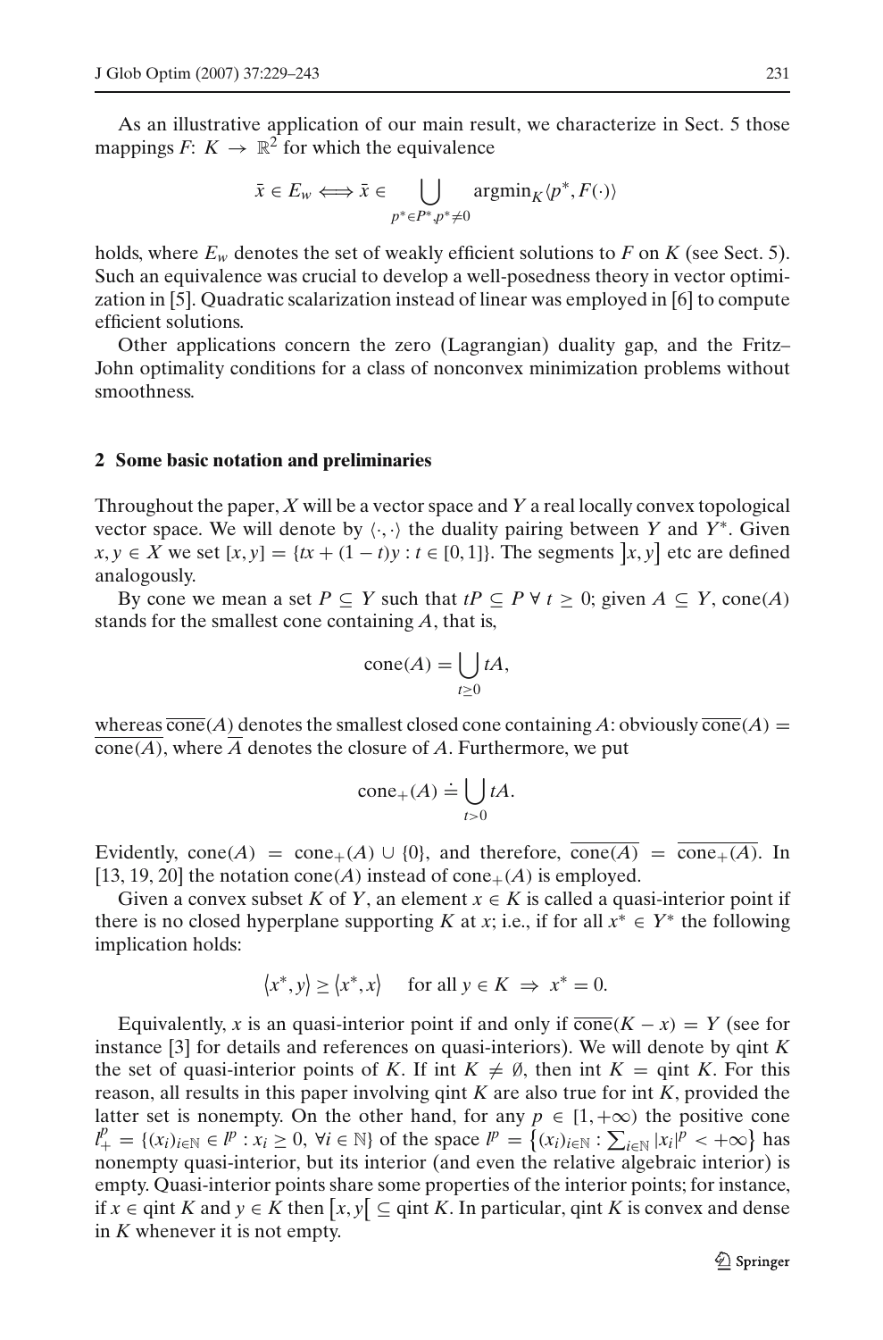As an illustrative application of our main result, we characterize in Sect. 5 those mappings $F\colon K \to \mathbb{R}^2$ for which the equivalence

$$\bar{x} \in E_w \Longleftrightarrow \bar{x} \in \bigcup_{p^* \in P^*, p^* \neq 0} \operatorname{argmin}_K \langle p^*, F(\cdot) \rangle$$

holds, where $E_w$ denotes the set of weakly efficient solutions to $F$ on $K$ (see Sect. 5). Such an equivalence was crucial to develop a well-posedness theory in vector optimization in [5]. Quadratic scalarization instead of linear was employed in [6] to compute efficient solutions.

Other applications concern the zero (Lagrangian) duality gap, and the Fritz–John optimality conditions for a class of nonconvex minimization problems without smoothness.

## 2 Some basic notation and preliminaries

Throughout the paper, $X$ will be a vector space and $Y$ a real locally convex topological vector space. We will denote by $\langle \cdot, \cdot \rangle$ the duality pairing between $Y$ and $Y^*$. Given $x, y \in X$ we set $[x, y] = \{tx + (1-t)y : t \in [0, 1]\}$. The segments $\left]x, y\right]$ etc are defined analogously.

By cone we mean a set $P \subseteq Y$ such that $tP \subseteq P \; \forall \, t \geq 0$; given $A \subseteq Y$, cone$(A)$ stands for the smallest cone containing $A$, that is,

$$\operatorname{cone}(A) = \bigcup_{t \geq 0} tA,$$

whereas $\overline{\operatorname{cone}}(A)$ denotes the smallest closed cone containing $A$: obviously $\overline{\operatorname{cone}}(A) = \overline{\operatorname{cone}(A)}$, where $\overline{A}$ denotes the closure of $A$. Furthermore, we put

$$\operatorname{cone}_+(A) \doteq \bigcup_{t > 0} tA.$$

Evidently, $\operatorname{cone}(A) = \operatorname{cone}_+(A) \cup \{0\}$, and therefore, $\overline{\operatorname{cone}(A)} = \overline{\operatorname{cone}_+(A)}$. In [13, 19, 20] the notation cone$(A)$ instead of cone$_+(A)$ is employed.

Given a convex subset $K$ of $Y$, an element $x \in K$ is called a quasi-interior point if there is no closed hyperplane supporting $K$ at $x$; i.e., if for all $x^* \in Y^*$ the following implication holds:

$$\langle x^*, y \rangle \geq \langle x^*, x \rangle \quad \text{for all } y \in K \;\Rightarrow\; x^* = 0.$$

Equivalently, $x$ is an quasi-interior point if and only if $\overline{\operatorname{cone}}(K - x) = Y$ (see for instance [3] for details and references on quasi-interiors). We will denote by qint $K$ the set of quasi-interior points of $K$. If int $K \neq \emptyset$, then int $K =$ qint $K$. For this reason, all results in this paper involving qint $K$ are also true for int $K$, provided the latter set is nonempty. On the other hand, for any $p \in [1, +\infty)$ the positive cone $l^p_+ = \{(x_i)_{i \in \mathbb{N}} \in l^p : x_i \geq 0, \; \forall i \in \mathbb{N}\}$ of the space $l^p = \left\{(x_i)_{i \in \mathbb{N}} : \sum_{i \in \mathbb{N}} |x_i|^p < +\infty\right\}$ has nonempty quasi-interior, but its interior (and even the relative algebraic interior) is empty. Quasi-interior points share some properties of the interior points; for instance, if $x \in$ qint $K$ and $y \in K$ then $\left[x, y\right[ \subseteq$ qint $K$. In particular, qint $K$ is convex and dense in $K$ whenever it is not empty.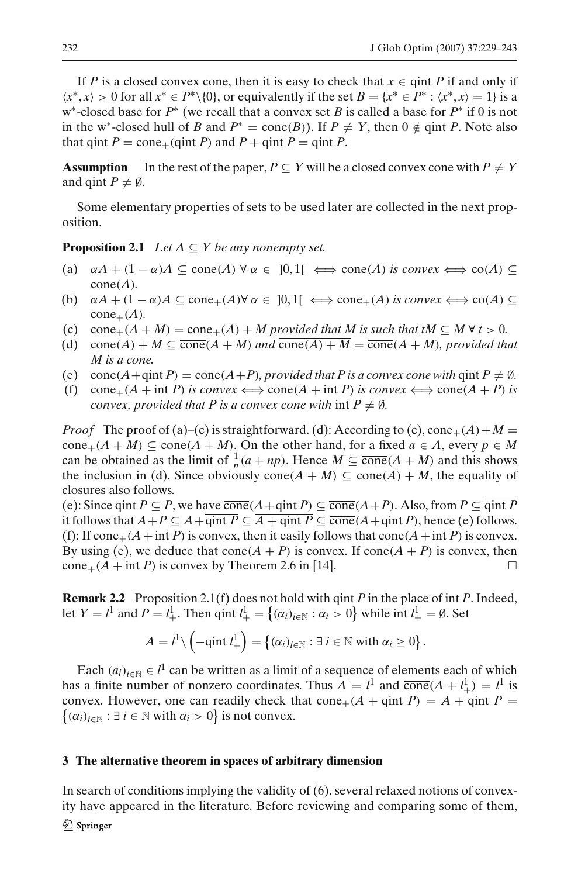If $P$ is a closed convex cone, then it is easy to check that $x \in \text{qint } P$ if and only if $\langle x^*, x\rangle > 0$ for all $x^* \in P^*\backslash\{0\}$, or equivalently if the set $B = \{x^* \in P^* : \langle x^*, x\rangle = 1\}$ is a w*-closed base for $P^*$ (we recall that a convex set $B$ is called a base for $P^*$ if 0 is not in the w*-closed hull of $B$ and $P^* = \text{cone}(B)$). If $P \neq Y$, then $0 \notin \text{qint } P$. Note also that $\text{qint } P = \text{cone}_+(\text{qint } P)$ and $P + \text{qint } P = \text{qint } P$.

**Assumption** In the rest of the paper, $P \subseteq Y$ will be a closed convex cone with $P \neq Y$ and $\text{qint } P \neq \emptyset$.

Some elementary properties of sets to be used later are collected in the next proposition.

**Proposition 2.1** *Let $A \subseteq Y$ be any nonempty set.*

(a) $\alpha A + (1-\alpha)A \subseteq \text{cone}(A)\ \forall\ \alpha \in\ ]0, 1[\ \iff \text{cone}(A)$ *is convex* $\iff \text{co}(A) \subseteq \text{cone}(A)$.

(b) $\alpha A + (1-\alpha)A \subseteq \text{cone}_+(A) \forall\ \alpha \in\ ]0, 1[\ \iff \text{cone}_+(A)$ *is convex* $\iff \text{co}(A) \subseteq \text{cone}_+(A)$.

(c) $\text{cone}_+(A + M) = \text{cone}_+(A) + M$ *provided that $M$ is such that $tM \subseteq M\ \forall\ t > 0$.*

(d) $\text{cone}(A) + M \subseteq \overline{\text{cone}}(A + M)$ *and* $\overline{\text{cone}(A) + M} = \overline{\text{cone}}(A + M)$*, provided that $M$ is a cone.*

(e) $\overline{\text{cone}}(A + \text{qint } P) = \overline{\text{cone}}(A + P)$*, provided that $P$ is a convex cone with* $\text{qint } P \neq \emptyset$.

(f) $\text{cone}_+(A + \text{int } P)$ *is convex* $\iff \text{cone}(A + \text{int } P)$ *is convex* $\iff \overline{\text{cone}}(A + P)$ *is convex, provided that $P$ is a convex cone with* $\text{int } P \neq \emptyset$.

*Proof* The proof of (a)–(c) is straightforward. (d): According to (c), $\text{cone}_+(A) + M = \text{cone}_+(A + M) \subseteq \overline{\text{cone}}(A + M)$. On the other hand, for a fixed $a \in A$, every $p \in M$ can be obtained as the limit of $\frac{1}{n}(a + np)$. Hence $M \subseteq \overline{\text{cone}}(A + M)$ and this shows the inclusion in (d). Since obviously $\text{cone}(A + M) \subseteq \text{cone}(A) + M$, the equality of closures also follows.

(e): Since $\text{qint } P \subseteq P$, we have $\overline{\text{cone}}(A + \text{qint } P) \subseteq \overline{\text{cone}}(A + P)$. Also, from $P \subseteq \overline{\text{qint } P}$ it follows that $A + P \subseteq A + \overline{\text{qint } P} \subseteq \overline{A + \text{qint } P} \subseteq \overline{\text{cone}}(A + \text{qint } P)$, hence (e) follows.

(f): If $\text{cone}_+(A + \text{int } P)$ is convex, then it easily follows that $\text{cone}(A + \text{int } P)$ is convex. By using (e), we deduce that $\overline{\text{cone}}(A + P)$ is convex. If $\overline{\text{cone}}(A + P)$ is convex, then $\text{cone}_+(A + \text{int } P)$ is convex by Theorem 2.6 in [14]. □

**Remark 2.2** Proposition 2.1(f) does not hold with $\text{qint } P$ in the place of $\text{int } P$. Indeed, let $Y = l^1$ and $P = l^1_+$. Then $\text{qint } l^1_+ = \{(\alpha_i)_{i\in\mathbb{N}} : \alpha_i > 0\}$ while $\text{int } l^1_+ = \emptyset$. Set

$$A = l^1 \backslash \left(-\text{qint } l^1_+\right) = \{(\alpha_i)_{i\in\mathbb{N}} : \exists\ i \in \mathbb{N} \text{ with } \alpha_i \geq 0\}.$$

Each $(a_i)_{i\in\mathbb{N}} \in l^1$ can be written as a limit of a sequence of elements each of which has a finite number of nonzero coordinates. Thus $\overline{A} = l^1$ and $\overline{\text{cone}}(A + l^1_+) = l^1$ is convex. However, one can readily check that $\text{cone}_+(A + \text{qint } P) = A + \text{qint } P = \{(\alpha_i)_{i\in\mathbb{N}} : \exists\ i \in \mathbb{N} \text{ with } \alpha_i > 0\}$ is not convex.

## 3 The alternative theorem in spaces of arbitrary dimension

In search of conditions implying the validity of (6), several relaxed notions of convexity have appeared in the literature. Before reviewing and comparing some of them,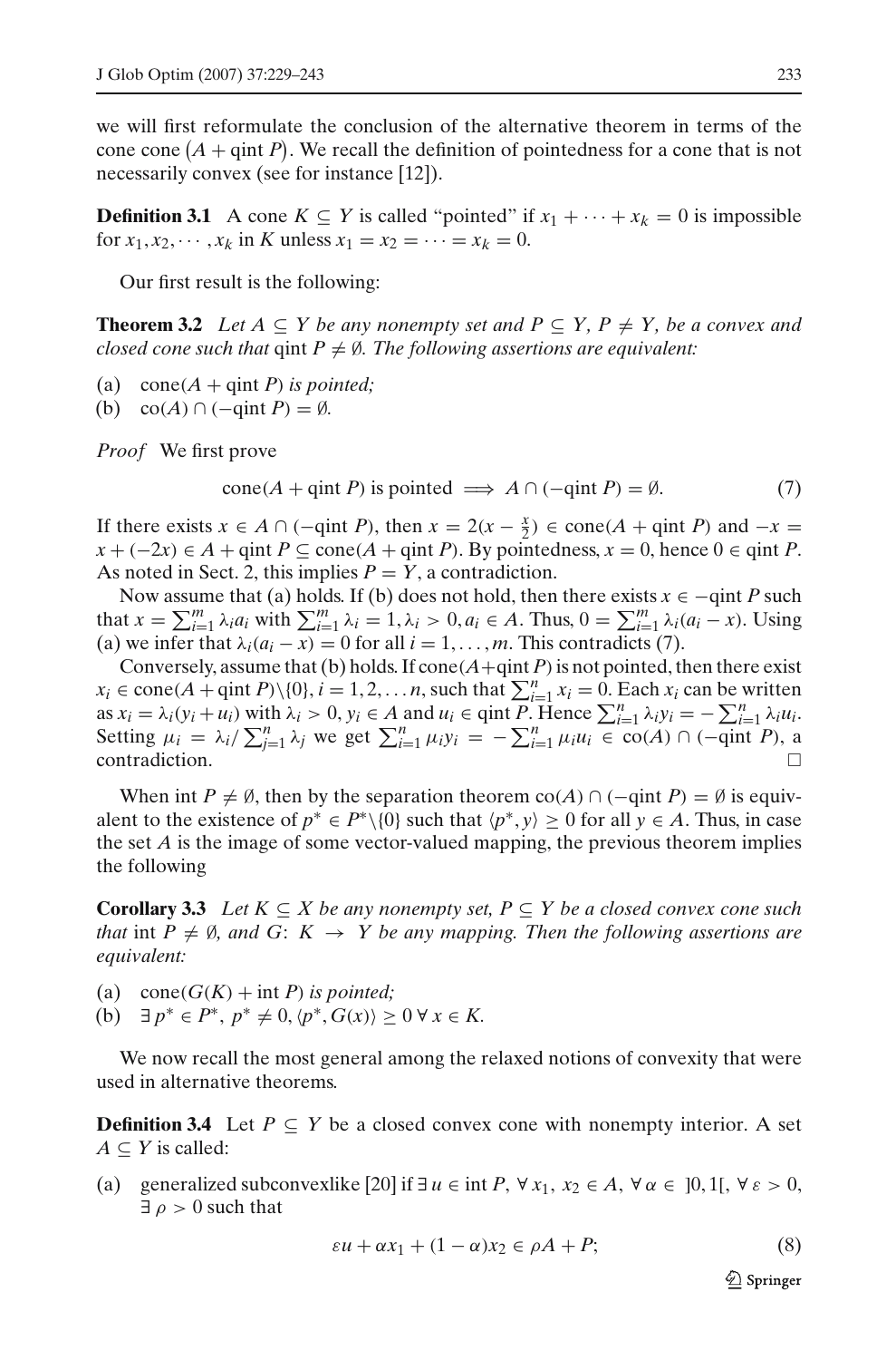we will first reformulate the conclusion of the alternative theorem in terms of the cone cone $(A + \text{qint } P)$. We recall the definition of pointedness for a cone that is not necessarily convex (see for instance [12]).

**Definition 3.1** A cone $K \subseteq Y$ is called "pointed" if $x_1 + \cdots + x_k = 0$ is impossible for $x_1, x_2, \cdots, x_k$ in $K$ unless $x_1 = x_2 = \cdots = x_k = 0$.

Our first result is the following:

**Theorem 3.2** *Let $A \subseteq Y$ be any nonempty set and $P \subseteq Y$, $P \neq Y$, be a convex and closed cone such that* $\text{qint } P \neq \emptyset$. *The following assertions are equivalent:*

(a) $\text{cone}(A + \text{qint } P)$ *is pointed;*
(b) $\text{co}(A) \cap (-\text{qint } P) = \emptyset$.

*Proof* We first prove

$$\text{cone}(A + \text{qint } P) \text{ is pointed} \implies A \cap (-\text{qint } P) = \emptyset. \tag{7}$$

If there exists $x \in A \cap (-\text{qint } P)$, then $x = 2(x - \frac{x}{2}) \in \text{cone}(A + \text{qint } P)$ and $-x = x + (-2x) \in A + \text{qint } P \subseteq \text{cone}(A + \text{qint } P)$. By pointedness, $x = 0$, hence $0 \in \text{qint } P$. As noted in Sect. 2, this implies $P = Y$, a contradiction.

Now assume that (a) holds. If (b) does not hold, then there exists $x \in -\text{qint } P$ such that $x = \sum_{i=1}^{m} \lambda_i a_i$ with $\sum_{i=1}^{m} \lambda_i = 1, \lambda_i > 0, a_i \in A$. Thus, $0 = \sum_{i=1}^{m} \lambda_i (a_i - x)$. Using (a) we infer that $\lambda_i (a_i - x) = 0$ for all $i = 1, \ldots, m$. This contradicts (7).

Conversely, assume that (b) holds. If $\text{cone}(A + \text{qint } P)$ is not pointed, then there exist $x_i \in \text{cone}(A + \text{qint } P) \backslash \{0\}$, $i = 1, 2, \ldots n$, such that $\sum_{i=1}^{n} x_i = 0$. Each $x_i$ can be written as $x_i = \lambda_i (y_i + u_i)$ with $\lambda_i > 0$, $y_i \in A$ and $u_i \in \text{qint } P$. Hence $\sum_{i=1}^{n} \lambda_i y_i = -\sum_{i=1}^{n} \lambda_i u_i$. Setting $\mu_i = \lambda_i / \sum_{j=1}^{n} \lambda_j$ we get $\sum_{i=1}^{n} \mu_i y_i = -\sum_{i=1}^{n} \mu_i u_i \in \text{co}(A) \cap (-\text{qint } P)$, a contradiction. □

When $\text{int } P \neq \emptyset$, then by the separation theorem $\text{co}(A) \cap (-\text{qint } P) = \emptyset$ is equivalent to the existence of $p^* \in P^* \backslash \{0\}$ such that $\langle p^*, y \rangle \geq 0$ for all $y \in A$. Thus, in case the set $A$ is the image of some vector-valued mapping, the previous theorem implies the following

**Corollary 3.3** *Let $K \subseteq X$ be any nonempty set, $P \subseteq Y$ be a closed convex cone such that* $\text{int } P \neq \emptyset$, *and $G \colon K \to Y$ be any mapping. Then the following assertions are equivalent:*

(a) $\text{cone}(G(K) + \text{int } P)$ *is pointed;*
(b) $\exists\, p^* \in P^*,\ p^* \neq 0, \langle p^*, G(x) \rangle \geq 0 \ \forall\, x \in K.$

We now recall the most general among the relaxed notions of convexity that were used in alternative theorems.

**Definition 3.4** Let $P \subseteq Y$ be a closed convex cone with nonempty interior. A set $A \subseteq Y$ is called:

(a) generalized subconvexlike [20] if $\exists\, u \in \text{int } P$, $\forall\, x_1, x_2 \in A$, $\forall\, \alpha \in\ ]0, 1[$, $\forall\, \varepsilon > 0$, $\exists\, \rho > 0$ such that

$$\varepsilon u + \alpha x_1 + (1 - \alpha) x_2 \in \rho A + P; \tag{8}$$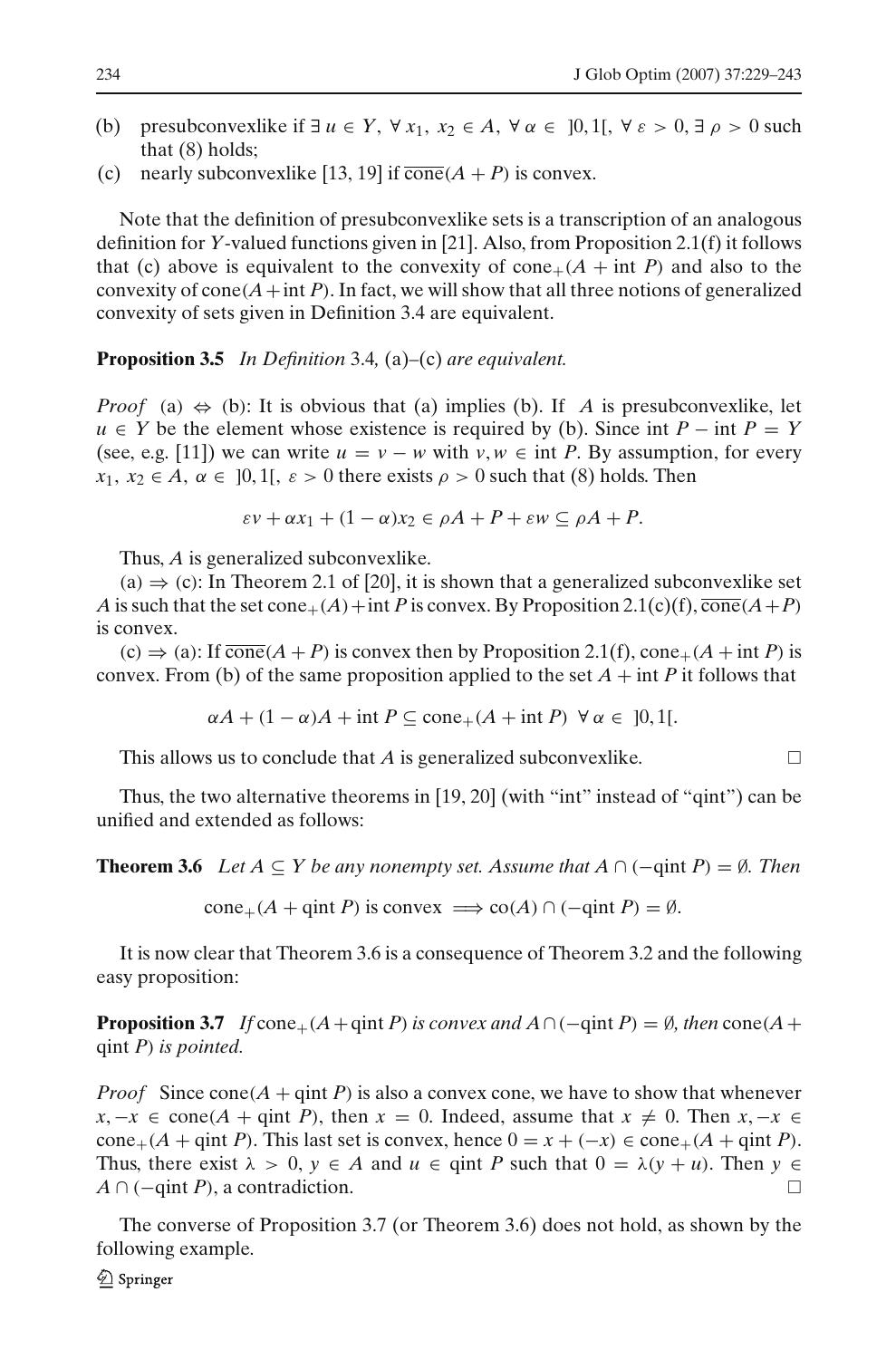(b) presubconvexlike if $\exists\, u \in Y$, $\forall\, x_1,\, x_2 \in A$, $\forall\, \alpha \in\, ]0, 1[$, $\forall\, \varepsilon > 0$, $\exists\, \rho > 0$ such that (8) holds;

(c) nearly subconvexlike [13, 19] if $\overline{\text{cone}}(A + P)$ is convex.

Note that the definition of presubconvexlike sets is a transcription of an analogous definition for $Y$-valued functions given in [21]. Also, from Proposition 2.1(f) it follows that (c) above is equivalent to the convexity of $\text{cone}_+(A + \text{int}\, P)$ and also to the convexity of $\text{cone}(A + \text{int}\, P)$. In fact, we will show that all three notions of generalized convexity of sets given in Definition 3.4 are equivalent.

**Proposition 3.5** *In Definition* 3.4*,* (a)–(c) *are equivalent.*

*Proof* (a) $\Leftrightarrow$ (b): It is obvious that (a) implies (b). If $A$ is presubconvexlike, let $u \in Y$ be the element whose existence is required by (b). Since $\text{int}\, P - \text{int}\, P = Y$ (see, e.g. [11]) we can write $u = v - w$ with $v, w \in \text{int}\, P$. By assumption, for every $x_1,\, x_2 \in A$, $\alpha \in\, ]0, 1[$, $\varepsilon > 0$ there exists $\rho > 0$ such that (8) holds. Then

$$\varepsilon v + \alpha x_1 + (1 - \alpha)x_2 \in \rho A + P + \varepsilon w \subseteq \rho A + P.$$

Thus, $A$ is generalized subconvexlike.

(a) $\Rightarrow$ (c): In Theorem 2.1 of [20], it is shown that a generalized subconvexlike set $A$ is such that the set $\text{cone}_+(A) + \text{int}\, P$ is convex. By Proposition 2.1(c)(f), $\overline{\text{cone}}(A+P)$ is convex.

(c) $\Rightarrow$ (a): If $\overline{\text{cone}}(A + P)$ is convex then by Proposition 2.1(f), $\text{cone}_+(A + \text{int}\, P)$ is convex. From (b) of the same proposition applied to the set $A + \text{int}\, P$ it follows that

$$\alpha A + (1 - \alpha)A + \text{int}\, P \subseteq \text{cone}_+(A + \text{int}\, P)\ \ \forall\, \alpha \in\, ]0, 1[.$$

This allows us to conclude that $A$ is generalized subconvexlike. □

Thus, the two alternative theorems in [19, 20] (with "int" instead of "qint") can be unified and extended as follows:

**Theorem 3.6** *Let $A \subseteq Y$ be any nonempty set. Assume that $A \cap (-\text{qint}\, P) = \emptyset$. Then*

$$\text{cone}_+(A + \text{qint}\, P) \text{ is convex } \Longrightarrow \text{co}(A) \cap (-\text{qint}\, P) = \emptyset.$$

It is now clear that Theorem 3.6 is a consequence of Theorem 3.2 and the following easy proposition:

**Proposition 3.7** *If $\text{cone}_+(A + \text{qint}\, P)$ is convex and $A \cap (-\text{qint}\, P) = \emptyset$, then $\text{cone}(A + \text{qint}\, P)$ is pointed.*

*Proof* Since $\text{cone}(A + \text{qint}\, P)$ is also a convex cone, we have to show that whenever $x, -x \in \text{cone}(A + \text{qint}\, P)$, then $x = 0$. Indeed, assume that $x \neq 0$. Then $x, -x \in \text{cone}_+(A + \text{qint}\, P)$. This last set is convex, hence $0 = x + (-x) \in \text{cone}_+(A + \text{qint}\, P)$. Thus, there exist $\lambda > 0$, $y \in A$ and $u \in \text{qint}\, P$ such that $0 = \lambda(y + u)$. Then $y \in A \cap (-\text{qint}\, P)$, a contradiction. □

The converse of Proposition 3.7 (or Theorem 3.6) does not hold, as shown by the following example.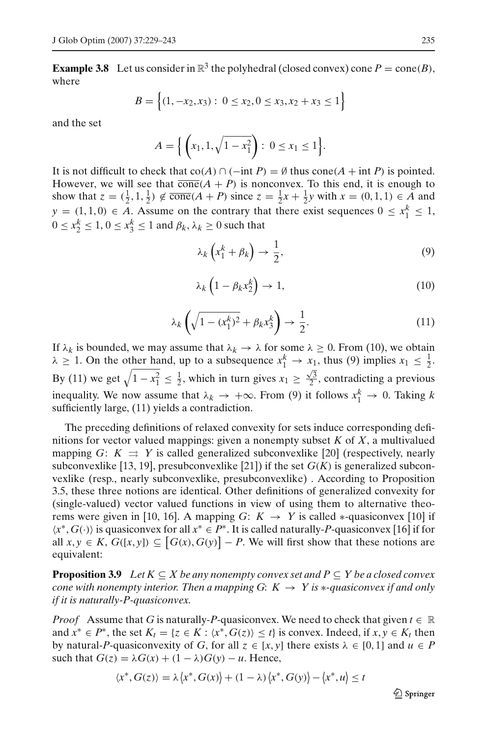**Example 3.8** Let us consider in $\mathbb{R}^3$ the polyhedral (closed convex) cone $P = \operatorname{cone}(B)$, where

$$B = \Big\{(1, -x_2, x_3) : \, 0 \le x_2, 0 \le x_3, x_2 + x_3 \le 1\Big\}$$

and the set

$$A = \Big\{ \left(x_1, 1, \sqrt{1 - x_1^2}\right) : \, 0 \le x_1 \le 1\Big\}.$$

It is not difficult to check that $\operatorname{co}(A) \cap (-\operatorname{int} P) = \emptyset$ thus $\operatorname{cone}(A + \operatorname{int} P)$ is pointed. However, we will see that $\overline{\operatorname{cone}}(A + P)$ is nonconvex. To this end, it is enough to show that $z = (\frac{1}{2}, 1, \frac{1}{2}) \notin \overline{\operatorname{cone}}(A + P)$ since $z = \frac{1}{2}x + \frac{1}{2}y$ with $x = (0, 1, 1) \in A$ and $y = (1, 1, 0) \in A$. Assume on the contrary that there exist sequences $0 \le x_1^k \le 1$, $0 \le x_2^k \le 1$, $0 \le x_3^k \le 1$ and $\beta_k, \lambda_k \ge 0$ such that

$$\lambda_k \left(x_1^k + \beta_k\right) \to \frac{1}{2}, \tag{9}$$

$$\lambda_k \left(1 - \beta_k x_2^k\right) \to 1, \tag{10}$$

$$\lambda_k \left(\sqrt{1 - (x_1^k)^2} + \beta_k x_3^k\right) \to \frac{1}{2}. \tag{11}$$

If $\lambda_k$ is bounded, we may assume that $\lambda_k \to \lambda$ for some $\lambda \ge 0$. From (10), we obtain $\lambda \ge 1$. On the other hand, up to a subsequence $x_1^k \to x_1$, thus (9) implies $x_1 \le \frac{1}{2}$. By (11) we get $\sqrt{1 - x_1^2} \le \frac{1}{2}$, which in turn gives $x_1 \ge \frac{\sqrt{3}}{2}$, contradicting a previous inequality. We now assume that $\lambda_k \to +\infty$. From (9) it follows $x_1^k \to 0$. Taking $k$ sufficiently large, (11) yields a contradiction.

The preceding definitions of relaxed convexity for sets induce corresponding definitions for vector valued mappings: given a nonempty subset $K$ of $X$, a multivalued mapping $G\colon \, K \rightrightarrows Y$ is called generalized subconvexlike [20] (respectively, nearly subconvexlike [13, 19], presubconvexlike [21]) if the set $G(K)$ is generalized subconvexlike (resp., nearly subconvexlike, presubconvexlike) . According to Proposition 3.5, these three notions are identical. Other definitions of generalized convexity for (single-valued) vector valued functions in view of using them to alternative theorems were given in [10, 16]. A mapping $G\colon \, K \to Y$ is called $*$-quasiconvex [10] if $\langle x^*, G(\cdot)\rangle$ is quasiconvex for all $x^* \in P^*$. It is called naturally-$P$-quasiconvex [16] if for all $x, y \in K$, $G([x, y]) \subseteq \big[G(x), G(y)\big] - P$. We will first show that these notions are equivalent:

**Proposition 3.9** *Let $K \subseteq X$ be any nonempty convex set and $P \subseteq Y$ be a closed convex cone with nonempty interior. Then a mapping $G\colon \, K \to Y$ is $*$-quasiconvex if and only if it is naturally-$P$-quasiconvex.*

*Proof* Assume that $G$ is naturally-$P$-quasiconvex. We need to check that given $t \in \mathbb{R}$ and $x^* \in P^*$, the set $K_t = \{z \in K : \langle x^*, G(z)\rangle \le t\}$ is convex. Indeed, if $x, y \in K_t$ then by natural-$P$-quasiconvexity of $G$, for all $z \in [x, y]$ there exists $\lambda \in [0, 1]$ and $u \in P$ such that $G(z) = \lambda G(x) + (1 - \lambda)G(y) - u$. Hence,

$$\langle x^*, G(z)\rangle = \lambda \left\langle x^*, G(x)\right\rangle + (1 - \lambda)\left\langle x^*, G(y)\right\rangle - \left\langle x^*, u\right\rangle \le t$$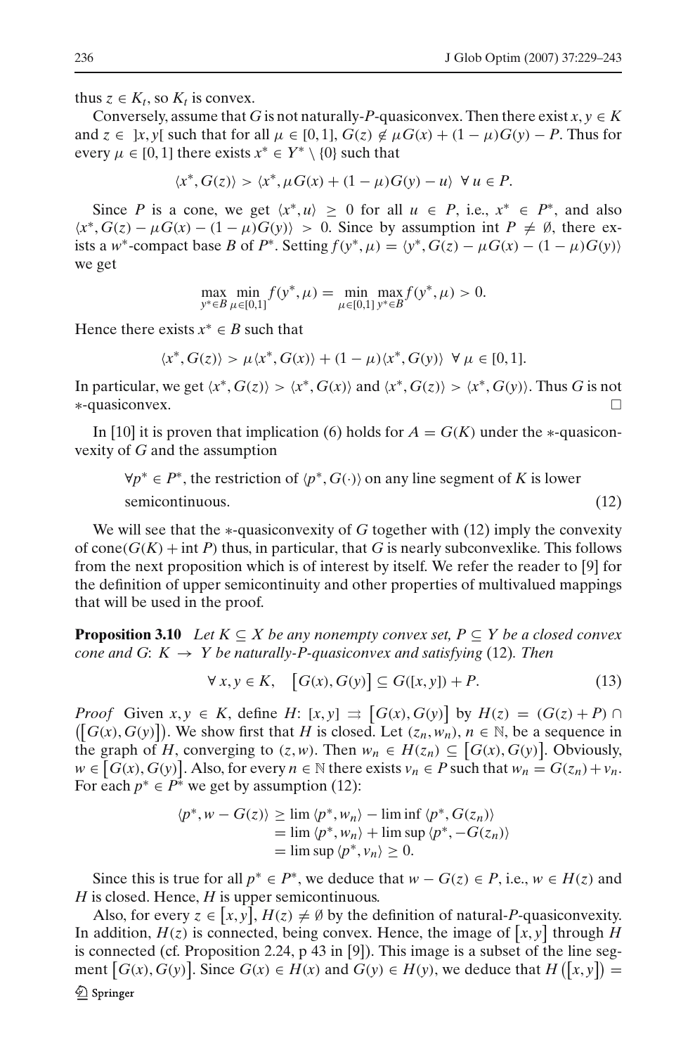thus $z \in K_t$, so $K_t$ is convex.

Conversely, assume that $G$ is not naturally-$P$-quasiconvex. Then there exist $x, y \in K$ and $z \in \,]x, y[$ such that for all $\mu \in [0, 1]$, $G(z) \notin \mu G(x) + (1 - \mu)G(y) - P$. Thus for every $\mu \in [0, 1]$ there exists $x^* \in Y^* \setminus \{0\}$ such that

$$\langle x^*, G(z)\rangle > \langle x^*, \mu G(x) + (1 - \mu)G(y) - u\rangle \;\; \forall\, u \in P.$$

Since $P$ is a cone, we get $\langle x^*, u\rangle \geq 0$ for all $u \in P$, i.e., $x^* \in P^*$, and also $\langle x^*, G(z) - \mu G(x) - (1 - \mu)G(y)\rangle > 0$. Since by assumption $\operatorname{int} P \neq \emptyset$, there exists a $w^*$-compact base $B$ of $P^*$. Setting $f(y^*, \mu) = \langle y^*, G(z) - \mu G(x) - (1 - \mu)G(y)\rangle$ we get

$$\max_{y^* \in B} \min_{\mu \in [0,1]} f(y^*, \mu) = \min_{\mu \in [0,1]} \max_{y^* \in B} f(y^*, \mu) > 0.$$

Hence there exists $x^* \in B$ such that

$$\langle x^*, G(z)\rangle > \mu \langle x^*, G(x)\rangle + (1 - \mu)\langle x^*, G(y)\rangle \;\; \forall\, \mu \in [0, 1].$$

In particular, we get $\langle x^*, G(z)\rangle > \langle x^*, G(x)\rangle$ and $\langle x^*, G(z)\rangle > \langle x^*, G(y)\rangle$. Thus $G$ is not $*$-quasiconvex. $\square$

In [10] it is proven that implication (6) holds for $A = G(K)$ under the $*$-quasiconvexity of $G$ and the assumption

$$\forall p^* \in P^*, \text{ the restriction of } \langle p^*, G(\cdot)\rangle \text{ on any line segment of } K \text{ is lower semicontinuous.} \tag{12}$$

We will see that the $*$-quasiconvexity of $G$ together with (12) imply the convexity of $\operatorname{cone}(G(K) + \operatorname{int} P)$ thus, in particular, that $G$ is nearly subconvexlike. This follows from the next proposition which is of interest by itself. We refer the reader to [9] for the definition of upper semicontinuity and other properties of multivalued mappings that will be used in the proof.

**Proposition 3.10** *Let $K \subseteq X$ be any nonempty convex set, $P \subseteq Y$ be a closed convex cone and $G$: $K \to Y$ be naturally-$P$-quasiconvex and satisfying* (12). *Then*

$$\forall\, x, y \in K, \quad \big[G(x), G(y)\big] \subseteq G([x, y]) + P. \tag{13}$$

*Proof* Given $x, y \in K$, define $H$: $[x, y] \rightrightarrows \big[G(x), G(y)\big]$ by $H(z) = (G(z) + P) \cap \big(\big[G(x), G(y)\big]\big)$. We show first that $H$ is closed. Let $(z_n, w_n)$, $n \in \mathbb{N}$, be a sequence in the graph of $H$, converging to $(z, w)$. Then $w_n \in H(z_n) \subseteq \big[G(x), G(y)\big]$. Obviously, $w \in \big[G(x), G(y)\big]$. Also, for every $n \in \mathbb{N}$ there exists $v_n \in P$ such that $w_n = G(z_n) + v_n$. For each $p^* \in P^*$ we get by assumption (12):

$$\begin{aligned}
\langle p^*, w - G(z)\rangle &\geq \lim \langle p^*, w_n\rangle - \liminf \langle p^*, G(z_n)\rangle \\
&= \lim \langle p^*, w_n\rangle + \limsup \langle p^*, -G(z_n)\rangle \\
&= \limsup \langle p^*, v_n\rangle \geq 0.
\end{aligned}$$

Since this is true for all $p^* \in P^*$, we deduce that $w - G(z) \in P$, i.e., $w \in H(z)$ and $H$ is closed. Hence, $H$ is upper semicontinuous.

Also, for every $z \in \big[x, y\big]$, $H(z) \neq \emptyset$ by the definition of natural-$P$-quasiconvexity. In addition, $H(z)$ is connected, being convex. Hence, the image of $\big[x, y\big]$ through $H$ is connected (cf. Proposition 2.24, p 43 in [9]). This image is a subset of the line segment $\big[G(x), G(y)\big]$. Since $G(x) \in H(x)$ and $G(y) \in H(y)$, we deduce that $H\big(\big[x, y\big]\big) =$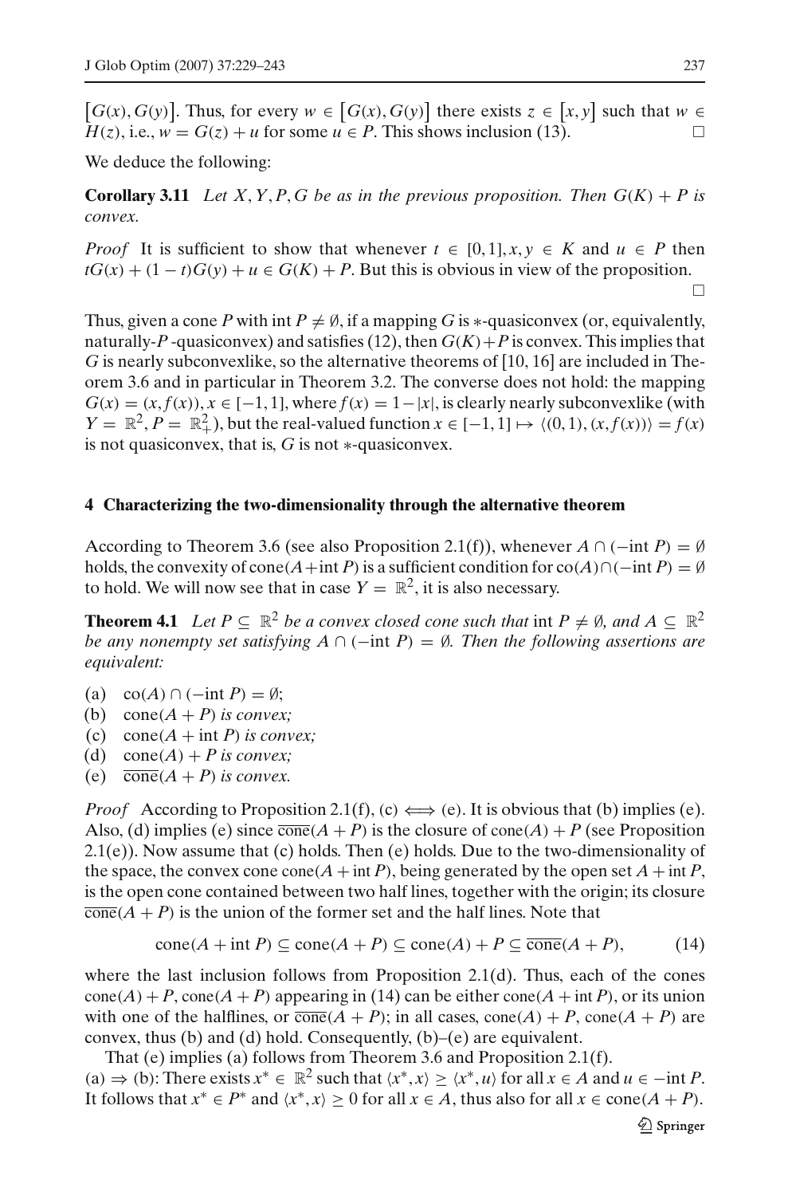$[G(x), G(y)]$. Thus, for every $w \in [G(x), G(y)]$ there exists $z \in [x, y]$ such that $w \in H(z)$, i.e., $w = G(z) + u$ for some $u \in P$. This shows inclusion (13). □

We deduce the following:

**Corollary 3.11** *Let $X, Y, P, G$ be as in the previous proposition. Then $G(K) + P$ is convex.*

*Proof* It is sufficient to show that whenever $t \in [0, 1], x, y \in K$ and $u \in P$ then $tG(x) + (1 - t)G(y) + u \in G(K) + P$. But this is obvious in view of the proposition. □

Thus, given a cone $P$ with $\operatorname{int} P \neq \emptyset$, if a mapping $G$ is $*$-quasiconvex (or, equivalently, naturally-$P$-quasiconvex) and satisfies (12), then $G(K)+P$ is convex. This implies that $G$ is nearly subconvexlike, so the alternative theorems of [10, 16] are included in Theorem 3.6 and in particular in Theorem 3.2. The converse does not hold: the mapping $G(x) = (x, f(x)), x \in [-1, 1]$, where $f(x) = 1-|x|$, is clearly nearly subconvexlike (with $Y = \mathbb{R}^2, P = \mathbb{R}^2_+$), but the real-valued function $x \in [-1, 1] \mapsto \langle (0, 1), (x, f(x)) \rangle = f(x)$ is not quasiconvex, that is, $G$ is not $*$-quasiconvex.

## 4 Characterizing the two-dimensionality through the alternative theorem

According to Theorem 3.6 (see also Proposition 2.1(f)), whenever $A \cap (-\operatorname{int} P) = \emptyset$ holds, the convexity of $\operatorname{cone}(A+\operatorname{int} P)$ is a sufficient condition for $\operatorname{co}(A) \cap (-\operatorname{int} P) = \emptyset$ to hold. We will now see that in case $Y = \mathbb{R}^2$, it is also necessary.

**Theorem 4.1** *Let $P \subseteq \mathbb{R}^2$ be a convex closed cone such that $\operatorname{int} P \neq \emptyset$, and $A \subseteq \mathbb{R}^2$ be any nonempty set satisfying $A \cap (-\operatorname{int} P) = \emptyset$. Then the following assertions are equivalent:*

(a) $\operatorname{co}(A) \cap (-\operatorname{int} P) = \emptyset$;
(b) $\operatorname{cone}(A + P)$ *is convex;*
(c) $\operatorname{cone}(A + \operatorname{int} P)$ *is convex;*
(d) $\operatorname{cone}(A) + P$ *is convex;*
(e) $\overline{\operatorname{cone}}(A + P)$ *is convex.*

*Proof* According to Proposition 2.1(f), (c) $\Longleftrightarrow$ (e). It is obvious that (b) implies (e). Also, (d) implies (e) since $\overline{\operatorname{cone}}(A + P)$ is the closure of $\operatorname{cone}(A) + P$ (see Proposition 2.1(e)). Now assume that (c) holds. Then (e) holds. Due to the two-dimensionality of the space, the convex cone $\operatorname{cone}(A + \operatorname{int} P)$, being generated by the open set $A + \operatorname{int} P$, is the open cone contained between two half lines, together with the origin; its closure $\overline{\operatorname{cone}}(A + P)$ is the union of the former set and the half lines. Note that

$$\operatorname{cone}(A + \operatorname{int} P) \subseteq \operatorname{cone}(A + P) \subseteq \operatorname{cone}(A) + P \subseteq \overline{\operatorname{cone}}(A + P), \tag{14}$$

where the last inclusion follows from Proposition 2.1(d). Thus, each of the cones $\operatorname{cone}(A) + P$, $\operatorname{cone}(A + P)$ appearing in (14) can be either $\operatorname{cone}(A + \operatorname{int} P)$, or its union with one of the halflines, or $\overline{\operatorname{cone}}(A + P)$; in all cases, $\operatorname{cone}(A) + P$, $\operatorname{cone}(A + P)$ are convex, thus (b) and (d) hold. Consequently, (b)–(e) are equivalent.

That (e) implies (a) follows from Theorem 3.6 and Proposition 2.1(f).

(a) $\Rightarrow$ (b): There exists $x^* \in \mathbb{R}^2$ such that $\langle x^*, x\rangle \geq \langle x^*, u\rangle$ for all $x \in A$ and $u \in -\operatorname{int} P$. It follows that $x^* \in P^*$ and $\langle x^*, x\rangle \geq 0$ for all $x \in A$, thus also for all $x \in \operatorname{cone}(A + P)$.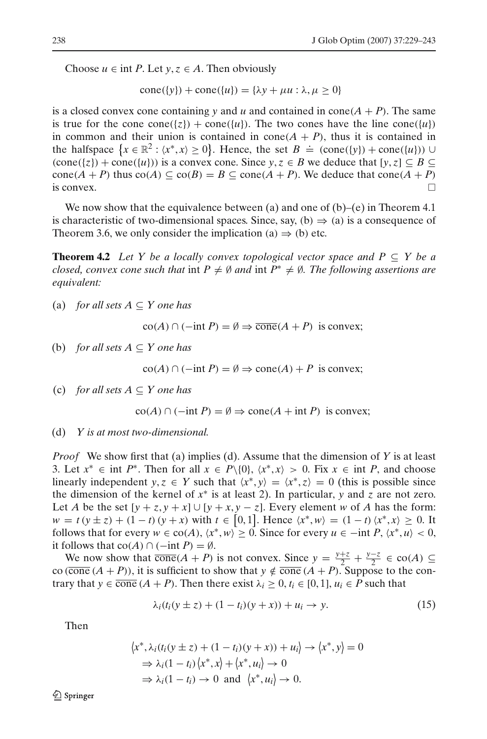Choose $u \in \text{int } P$. Let $y, z \in A$. Then obviously

$$\text{cone}(\{y\}) + \text{cone}(\{u\}) = \{\lambda y + \mu u : \lambda, \mu \geq 0\}$$

is a closed convex cone containing $y$ and $u$ and contained in $\text{cone}(A + P)$. The same is true for the cone $\text{cone}(\{z\}) + \text{cone}(\{u\})$. The two cones have the line $\text{cone}(\{u\})$ in common and their union is contained in $\text{cone}(A + P)$, thus it is contained in the halfspace $\{x \in \mathbb{R}^2 : \langle x^*, x \rangle \geq 0\}$. Hence, the set $B \doteq (\text{cone}(\{y\}) + \text{cone}(\{u\})) \cup (\text{cone}(\{z\}) + \text{cone}(\{u\}))$ is a convex cone. Since $y, z \in B$ we deduce that $[y, z] \subseteq B \subseteq \text{cone}(A + P)$ thus $\text{co}(A) \subseteq \text{co}(B) = B \subseteq \text{cone}(A + P)$. We deduce that $\text{cone}(A + P)$ is convex. $\square$

We now show that the equivalence between (a) and one of (b)–(e) in Theorem 4.1 is characteristic of two-dimensional spaces. Since, say, (b) $\Rightarrow$ (a) is a consequence of Theorem 3.6, we only consider the implication (a) $\Rightarrow$ (b) etc.

**Theorem 4.2** *Let $Y$ be a locally convex topological vector space and $P \subseteq Y$ be a closed, convex cone such that* $\text{int } P \neq \emptyset$ *and* $\text{int } P^* \neq \emptyset$*. The following assertions are equivalent:*

(a) *for all sets $A \subseteq Y$ one has*

$$\text{co}(A) \cap (-\text{int } P) = \emptyset \Rightarrow \overline{\text{cone}}(A + P) \text{ is convex;}$$

(b) *for all sets $A \subseteq Y$ one has*

$$\text{co}(A) \cap (-\text{int } P) = \emptyset \Rightarrow \text{cone}(A) + P \text{ is convex;}$$

(c) *for all sets $A \subseteq Y$ one has*

$$\text{co}(A) \cap (-\text{int } P) = \emptyset \Rightarrow \text{cone}(A + \text{int } P) \text{ is convex;}$$

(d) *$Y$ is at most two-dimensional.*

*Proof* We show first that (a) implies (d). Assume that the dimension of $Y$ is at least 3. Let $x^* \in \text{int } P^*$. Then for all $x \in P \backslash \{0\}$, $\langle x^*, x \rangle > 0$. Fix $x \in \text{int } P$, and choose linearly independent $y, z \in Y$ such that $\langle x^*, y \rangle = \langle x^*, z \rangle = 0$ (this is possible since the dimension of the kernel of $x^*$ is at least 2). In particular, $y$ and $z$ are not zero. Let $A$ be the set $[y + z, y + x] \cup [y + x, y - z]$. Every element $w$ of $A$ has the form: $w = t\,(y \pm z) + (1 - t)\,(y + x)$ with $t \in [0, 1]$. Hence $\langle x^*, w \rangle = (1 - t)\,\langle x^*, x \rangle \geq 0$. It follows that for every $w \in \text{co}(A)$, $\langle x^*, w \rangle \geq 0$. Since for every $u \in -\text{int } P$, $\langle x^*, u \rangle < 0$, it follows that $\text{co}(A) \cap (-\text{int } P) = \emptyset$.

We now show that $\overline{\text{cone}}(A + P)$ is not convex. Since $y = \frac{y+z}{2} + \frac{y-z}{2} \in \text{co}(A) \subseteq \text{co}\,(\overline{\text{cone}}\,(A + P))$, it is sufficient to show that $y \notin \overline{\text{cone}}\,(A + P)$. Suppose to the contrary that $y \in \overline{\text{cone}}\,(A + P)$. Then there exist $\lambda_i \geq 0$, $t_i \in [0, 1]$, $u_i \in P$ such that

$$\lambda_i(t_i(y \pm z) + (1 - t_i)(y + x)) + u_i \to y. \tag{15}$$

Then

$$\begin{aligned}
&\langle x^*, \lambda_i(t_i(y \pm z) + (1 - t_i)(y + x)) + u_i \rangle \to \langle x^*, y \rangle = 0 \\
&\Rightarrow \lambda_i(1 - t_i)\,\langle x^*, x \rangle + \langle x^*, u_i \rangle \to 0 \\
&\Rightarrow \lambda_i(1 - t_i) \to 0 \text{ and } \langle x^*, u_i \rangle \to 0.
\end{aligned}$$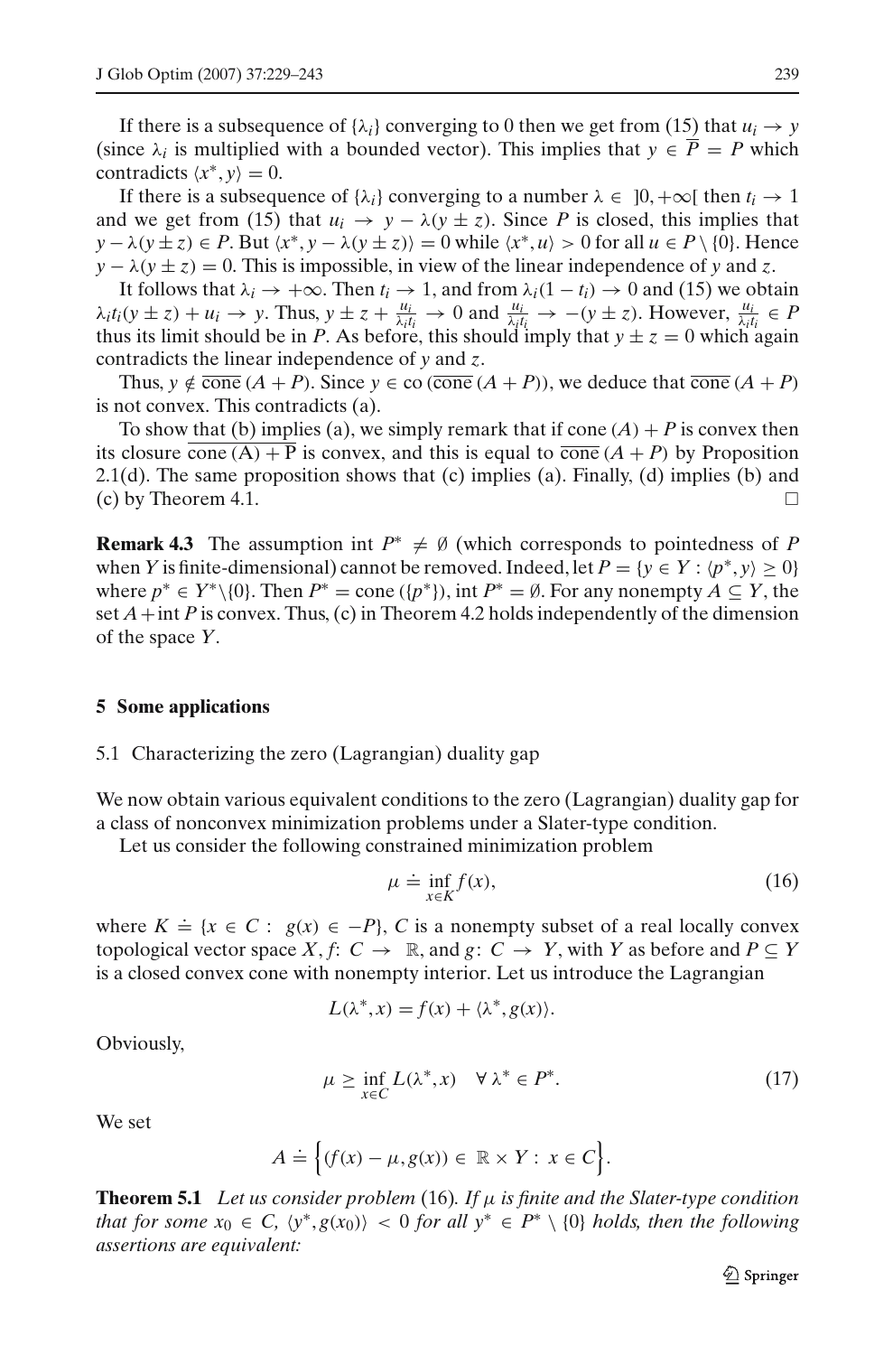If there is a subsequence of $\{\lambda_i\}$ converging to 0 then we get from (15) that $u_i \to y$ (since $\lambda_i$ is multiplied with a bounded vector). This implies that $y \in \overline{P} = P$ which contradicts $\langle x^*, y\rangle = 0$.

If there is a subsequence of $\{\lambda_i\}$ converging to a number $\lambda \in \,]0, +\infty[$ then $t_i \to 1$ and we get from (15) that $u_i \to y - \lambda(y \pm z)$. Since $P$ is closed, this implies that $y - \lambda(y \pm z) \in P$. But $\langle x^*, y - \lambda(y \pm z)\rangle = 0$ while $\langle x^*, u\rangle > 0$ for all $u \in P \setminus \{0\}$. Hence $y - \lambda(y \pm z) = 0$. This is impossible, in view of the linear independence of $y$ and $z$.

It follows that $\lambda_i \to +\infty$. Then $t_i \to 1$, and from $\lambda_i(1 - t_i) \to 0$ and (15) we obtain $\lambda_i t_i(y \pm z) + u_i \to y$. Thus, $y \pm z + \frac{u_i}{\lambda_i t_i} \to 0$ and $\frac{u_i}{\lambda_i t_i} \to -(y \pm z)$. However, $\frac{u_i}{\lambda_i t_i} \in P$ thus its limit should be in $P$. As before, this should imply that $y \pm z = 0$ which again contradicts the linear independence of $y$ and $z$.

Thus, $y \notin \overline{\text{cone}}\,(A + P)$. Since $y \in \text{co}\,(\overline{\text{cone}}\,(A + P))$, we deduce that $\overline{\text{cone}}\,(A + P)$ is not convex. This contradicts (a).

To show that (b) implies (a), we simply remark that if cone $(A) + P$ is convex then its closure $\overline{\text{cone}\,(A) + P}$ is convex, and this is equal to $\overline{\text{cone}}\,(A + P)$ by Proposition 2.1(d). The same proposition shows that (c) implies (a). Finally, (d) implies (b) and (c) by Theorem 4.1. □

**Remark 4.3** The assumption int $P^* \neq \emptyset$ (which corresponds to pointedness of $P$ when $Y$ is finite-dimensional) cannot be removed. Indeed, let $P = \{y \in Y : \langle p^*, y\rangle \geq 0\}$ where $p^* \in Y^* \setminus \{0\}$. Then $P^* = \text{cone}\,(\{p^*\})$, int $P^* = \emptyset$. For any nonempty $A \subseteq Y$, the set $A + \text{int}\,P$ is convex. Thus, (c) in Theorem 4.2 holds independently of the dimension of the space $Y$.

## 5 Some applications

### 5.1 Characterizing the zero (Lagrangian) duality gap

We now obtain various equivalent conditions to the zero (Lagrangian) duality gap for a class of nonconvex minimization problems under a Slater-type condition.

Let us consider the following constrained minimization problem

$$\mu \doteq \inf_{x \in K} f(x), \tag{16}$$

where $K \doteq \{x \in C : \; g(x) \in -P\}$, $C$ is a nonempty subset of a real locally convex topological vector space $X$, $f\colon C \to \mathbb{R}$, and $g\colon C \to Y$, with $Y$ as before and $P \subseteq Y$ is a closed convex cone with nonempty interior. Let us introduce the Lagrangian

$$L(\lambda^*, x) = f(x) + \langle \lambda^*, g(x)\rangle.$$

Obviously,

$$\mu \geq \inf_{x \in C} L(\lambda^*, x) \quad \forall\, \lambda^* \in P^*. \tag{17}$$

We set

$$A \doteq \Big\{(f(x) - \mu, g(x)) \in \mathbb{R} \times Y : \; x \in C\Big\}.$$

**Theorem 5.1** *Let us consider problem* (16)*. If $\mu$ is finite and the Slater-type condition that for some $x_0 \in C$, $\langle y^*, g(x_0)\rangle < 0$ for all $y^* \in P^* \setminus \{0\}$ holds, then the following assertions are equivalent:*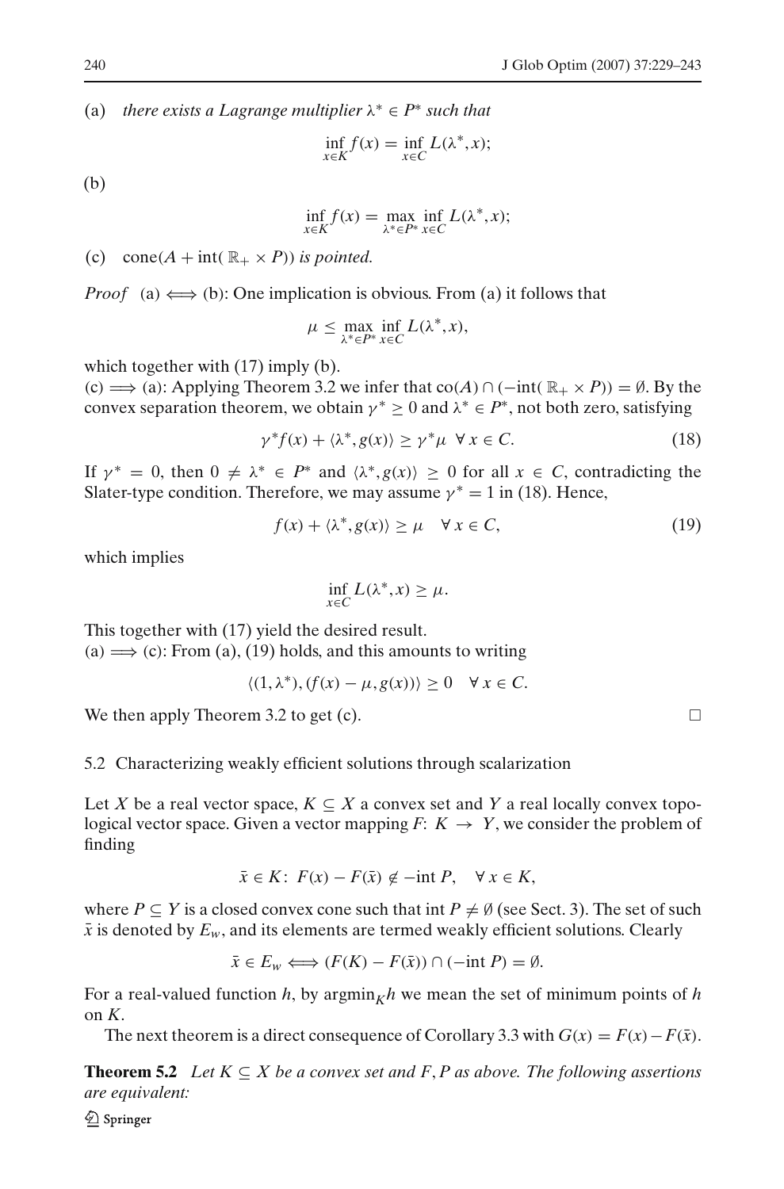(a) *there exists a Lagrange multiplier $\lambda^* \in P^*$ such that*

$$\inf_{x \in K} f(x) = \inf_{x \in C} L(\lambda^*, x);$$

(b)

$$\inf_{x \in K} f(x) = \max_{\lambda^* \in P^*} \inf_{x \in C} L(\lambda^*, x);$$

(c) $\text{cone}(A + \text{int}(\mathbb{R}_+ \times P))$ *is pointed.*

*Proof* (a) $\iff$ (b): One implication is obvious. From (a) it follows that

$$\mu \leq \max_{\lambda^* \in P^*} \inf_{x \in C} L(\lambda^*, x),$$

which together with (17) imply (b).

(c) $\Longrightarrow$ (a): Applying Theorem 3.2 we infer that $\text{co}(A) \cap (-\text{int}(\mathbb{R}_+ \times P)) = \emptyset$. By the convex separation theorem, we obtain $\gamma^* \geq 0$ and $\lambda^* \in P^*$, not both zero, satisfying

$$\gamma^* f(x) + \langle \lambda^*, g(x) \rangle \geq \gamma^* \mu \quad \forall\, x \in C. \tag{18}$$

If $\gamma^* = 0$, then $0 \neq \lambda^* \in P^*$ and $\langle \lambda^*, g(x) \rangle \geq 0$ for all $x \in C$, contradicting the Slater-type condition. Therefore, we may assume $\gamma^* = 1$ in (18). Hence,

$$f(x) + \langle \lambda^*, g(x) \rangle \geq \mu \quad \forall\, x \in C, \tag{19}$$

which implies

$$\inf_{x \in C} L(\lambda^*, x) \geq \mu.$$

This together with (17) yield the desired result.

(a) $\Longrightarrow$ (c): From (a), (19) holds, and this amounts to writing

$$\langle (1, \lambda^*), (f(x) - \mu, g(x)) \rangle \geq 0 \quad \forall\, x \in C.$$

We then apply Theorem 3.2 to get (c). $\square$

### 5.2 Characterizing weakly efficient solutions through scalarization

Let $X$ be a real vector space, $K \subseteq X$ a convex set and $Y$ a real locally convex topological vector space. Given a vector mapping $F\colon K \to Y$, we consider the problem of finding

$$\bar{x} \in K\colon\ F(x) - F(\bar{x}) \notin -\text{int}\, P, \quad \forall\, x \in K,$$

where $P \subseteq Y$ is a closed convex cone such that $\text{int}\, P \neq \emptyset$ (see Sect. 3). The set of such $\bar{x}$ is denoted by $E_w$, and its elements are termed weakly efficient solutions. Clearly

$$\bar{x} \in E_w \iff (F(K) - F(\bar{x})) \cap (-\text{int}\, P) = \emptyset.$$

For a real-valued function $h$, by $\text{argmin}_K h$ we mean the set of minimum points of $h$ on $K$.

The next theorem is a direct consequence of Corollary 3.3 with $G(x) = F(x) - F(\bar{x})$.

**Theorem 5.2** *Let $K \subseteq X$ be a convex set and $F, P$ as above. The following assertions are equivalent:*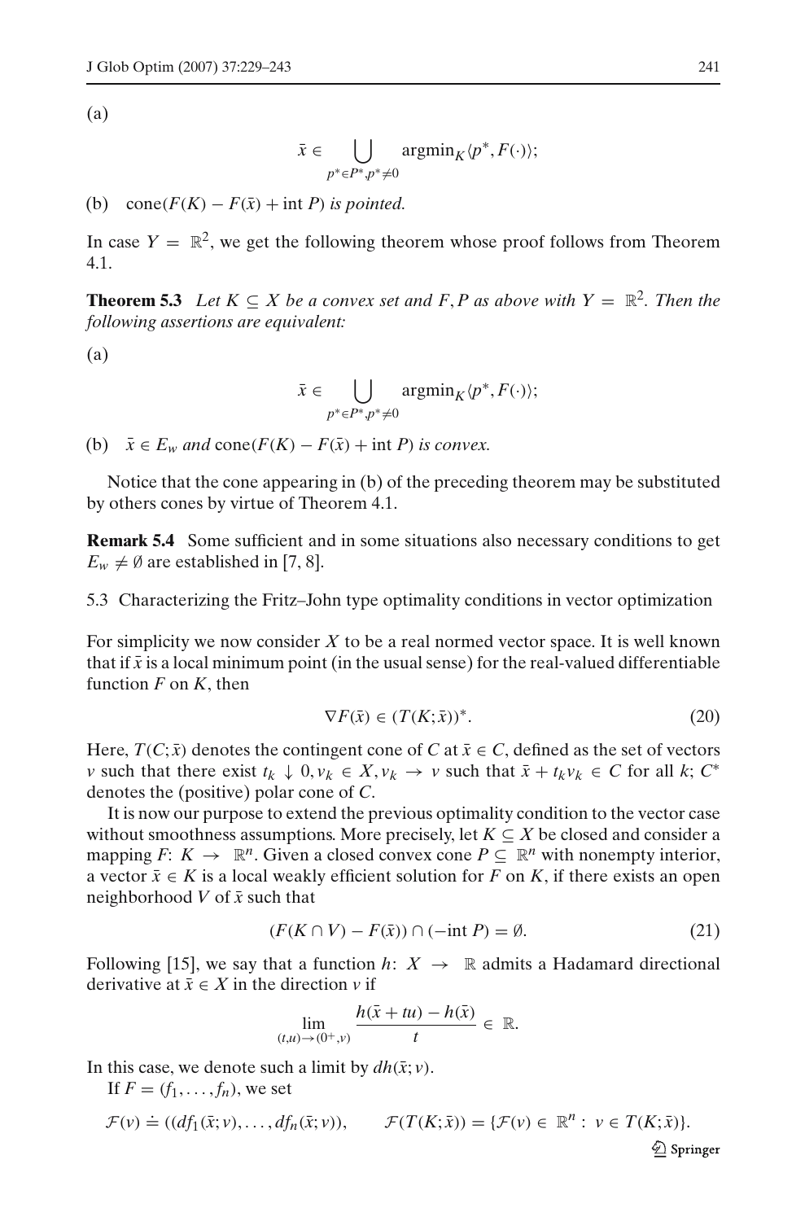(a)

$$\bar{x} \in \bigcup_{p^* \in P^*, p^* \neq 0} \operatorname{argmin}_K \langle p^*, F(\cdot) \rangle;$$

(b) $\operatorname{cone}(F(K) - F(\bar{x}) + \operatorname{int} P)$ *is pointed.*

In case $Y = \mathbb{R}^2$, we get the following theorem whose proof follows from Theorem 4.1.

**Theorem 5.3** *Let $K \subseteq X$ be a convex set and $F, P$ as above with $Y = \mathbb{R}^2$. Then the following assertions are equivalent:*

(a)

$$\bar{x} \in \bigcup_{p^* \in P^*, p^* \neq 0} \operatorname{argmin}_K \langle p^*, F(\cdot) \rangle;$$

(b) $\bar{x} \in E_w$ *and* $\operatorname{cone}(F(K) - F(\bar{x}) + \operatorname{int} P)$ *is convex.*

Notice that the cone appearing in (b) of the preceding theorem may be substituted by others cones by virtue of Theorem 4.1.

**Remark 5.4** Some sufficient and in some situations also necessary conditions to get $E_w \neq \emptyset$ are established in [7, 8].

5.3 Characterizing the Fritz–John type optimality conditions in vector optimization

For simplicity we now consider $X$ to be a real normed vector space. It is well known that if $\bar{x}$ is a local minimum point (in the usual sense) for the real-valued differentiable function $F$ on $K$, then

$$\nabla F(\bar{x}) \in (T(K; \bar{x}))^*. \tag{20}$$

Here, $T(C; \bar{x})$ denotes the contingent cone of $C$ at $\bar{x} \in C$, defined as the set of vectors $v$ such that there exist $t_k \downarrow 0, v_k \in X, v_k \to v$ such that $\bar{x} + t_k v_k \in C$ for all $k$; $C^*$ denotes the (positive) polar cone of $C$.

It is now our purpose to extend the previous optimality condition to the vector case without smoothness assumptions. More precisely, let $K \subseteq X$ be closed and consider a mapping $F\colon K \to \mathbb{R}^n$. Given a closed convex cone $P \subseteq \mathbb{R}^n$ with nonempty interior, a vector $\bar{x} \in K$ is a local weakly efficient solution for $F$ on $K$, if there exists an open neighborhood $V$ of $\bar{x}$ such that

$$(F(K \cap V) - F(\bar{x})) \cap (-\operatorname{int} P) = \emptyset. \tag{21}$$

Following [15], we say that a function $h\colon X \to \mathbb{R}$ admits a Hadamard directional derivative at $\bar{x} \in X$ in the direction $v$ if

$$\lim_{(t,u) \to (0^+, v)} \frac{h(\bar{x} + tu) - h(\bar{x})}{t} \in \mathbb{R}.$$

In this case, we denote such a limit by $dh(\bar{x}; v)$.

If $F = (f_1, \ldots, f_n)$, we set

$$\mathcal{F}(v) \doteq ((df_1(\bar{x}; v), \ldots, df_n(\bar{x}; v)), \qquad \mathcal{F}(T(K; \bar{x})) = \{\mathcal{F}(v) \in \mathbb{R}^n : v \in T(K; \bar{x})\}.$$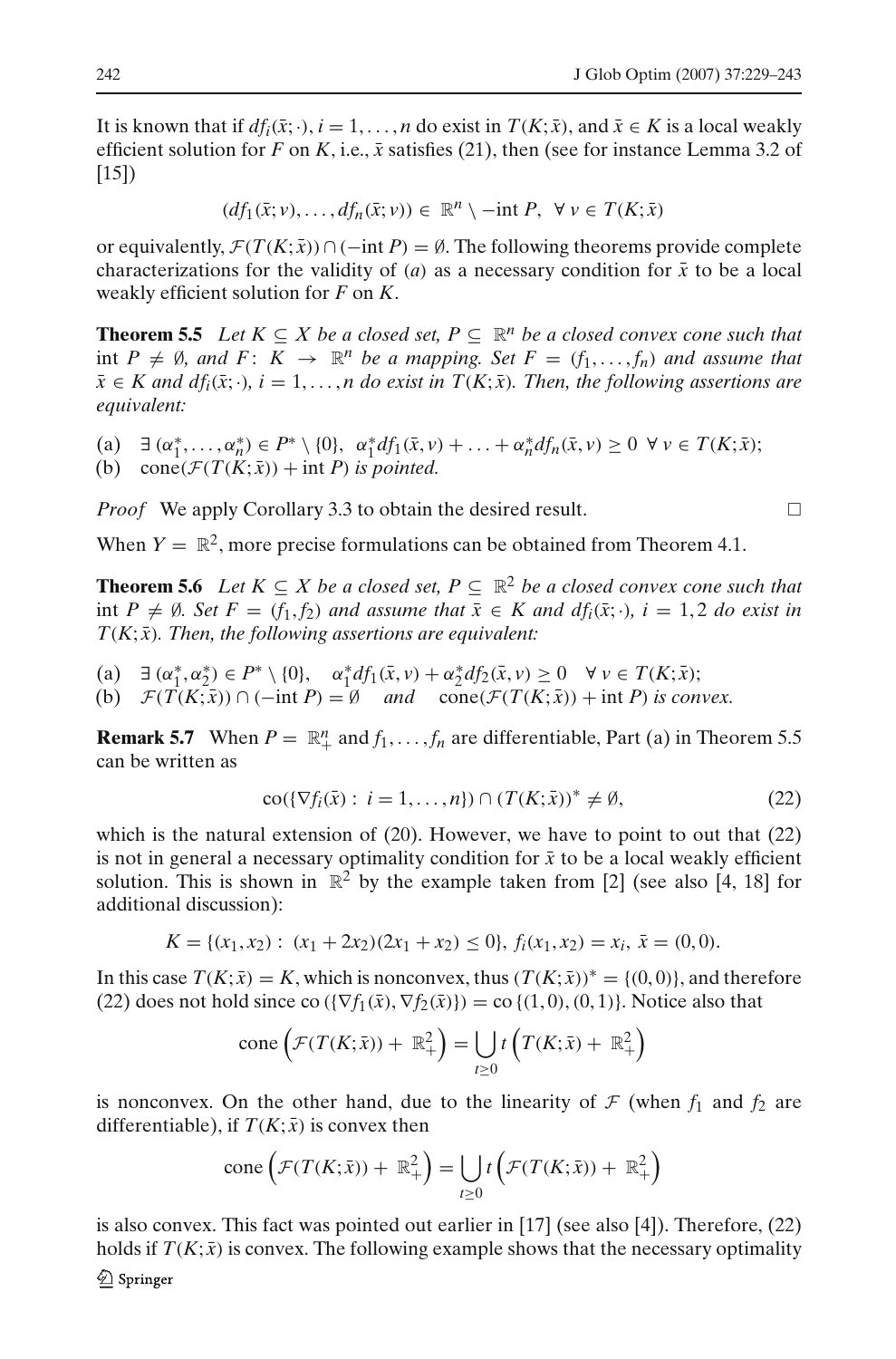It is known that if $df_i(\bar{x};\cdot)$, $i = 1,\ldots,n$ do exist in $T(K;\bar{x})$, and $\bar{x} \in K$ is a local weakly efficient solution for $F$ on $K$, i.e., $\bar{x}$ satisfies (21), then (see for instance Lemma 3.2 of [15])

$$(df_1(\bar{x};v),\ldots,df_n(\bar{x};v)) \in \mathbb{R}^n \setminus -\text{int } P, \ \ \forall\, v \in T(K;\bar{x})$$

or equivalently, $\mathcal{F}(T(K;\bar{x})) \cap (-\text{int } P) = \emptyset$. The following theorems provide complete characterizations for the validity of $(a)$ as a necessary condition for $\bar{x}$ to be a local weakly efficient solution for $F$ on $K$.

**Theorem 5.5** *Let $K \subseteq X$ be a closed set, $P \subseteq \mathbb{R}^n$ be a closed convex cone such that $\text{int } P \neq \emptyset$, and $F\colon K \to \mathbb{R}^n$ be a mapping. Set $F = (f_1,\ldots,f_n)$ and assume that $\bar{x} \in K$ and $df_i(\bar{x};\cdot)$, $i = 1,\ldots,n$ do exist in $T(K;\bar{x})$. Then, the following assertions are equivalent:*

(a) $\exists\, (\alpha_1^*,\ldots,\alpha_n^*) \in P^* \setminus \{0\}, \ \alpha_1^* df_1(\bar{x},v) + \ldots + \alpha_n^* df_n(\bar{x},v) \geq 0 \ \ \forall\, v \in T(K;\bar{x})$;

(b) $\text{cone}(\mathcal{F}(T(K;\bar{x})) + \text{int } P)$ *is pointed.*

*Proof* We apply Corollary 3.3 to obtain the desired result. □

When $Y = \mathbb{R}^2$, more precise formulations can be obtained from Theorem 4.1.

**Theorem 5.6** *Let $K \subseteq X$ be a closed set, $P \subseteq \mathbb{R}^2$ be a closed convex cone such that $\text{int } P \neq \emptyset$. Set $F = (f_1, f_2)$ and assume that $\bar{x} \in K$ and $df_i(\bar{x};\cdot)$, $i = 1, 2$ do exist in $T(K;\bar{x})$. Then, the following assertions are equivalent:*

(a) $\exists\, (\alpha_1^*,\alpha_2^*) \in P^* \setminus \{0\}, \quad \alpha_1^* df_1(\bar{x},v) + \alpha_2^* df_2(\bar{x},v) \geq 0 \quad \forall\, v \in T(K;\bar{x})$;

(b) $\mathcal{F}(T(K;\bar{x})) \cap (-\text{int } P) = \emptyset$ *and* $\text{cone}(\mathcal{F}(T(K;\bar{x})) + \text{int } P)$ *is convex.*

**Remark 5.7** When $P = \mathbb{R}^n_+$ and $f_1,\ldots,f_n$ are differentiable, Part (a) in Theorem 5.5 can be written as

$$\text{co}(\{\nabla f_i(\bar{x}) : \ i = 1,\ldots,n\}) \cap (T(K;\bar{x}))^* \neq \emptyset, \tag{22}$$

which is the natural extension of (20). However, we have to point to out that (22) is not in general a necessary optimality condition for $\bar{x}$ to be a local weakly efficient solution. This is shown in $\mathbb{R}^2$ by the example taken from [2] (see also [4, 18] for additional discussion):

$$K = \{(x_1,x_2) : \ (x_1 + 2x_2)(2x_1 + x_2) \leq 0\}, \ f_i(x_1,x_2) = x_i, \ \bar{x} = (0,0).$$

In this case $T(K;\bar{x}) = K$, which is nonconvex, thus $(T(K;\bar{x}))^* = \{(0,0)\}$, and therefore (22) does not hold since $\text{co}\,(\{\nabla f_1(\bar{x}), \nabla f_2(\bar{x})\}) = \text{co}\,\{(1,0),(0,1)\}$. Notice also that

$$\text{cone}\left(\mathcal{F}(T(K;\bar{x})) + \mathbb{R}^2_+\right) = \bigcup_{t\geq 0} t\left(T(K;\bar{x}) + \mathbb{R}^2_+\right)$$

is nonconvex. On the other hand, due to the linearity of $\mathcal{F}$ (when $f_1$ and $f_2$ are differentiable), if $T(K;\bar{x})$ is convex then

$$\text{cone}\left(\mathcal{F}(T(K;\bar{x})) + \mathbb{R}^2_+\right) = \bigcup_{t\geq 0} t\left(\mathcal{F}(T(K;\bar{x})) + \mathbb{R}^2_+\right)$$

is also convex. This fact was pointed out earlier in [17] (see also [4]). Therefore, (22) holds if $T(K;\bar{x})$ is convex. The following example shows that the necessary optimality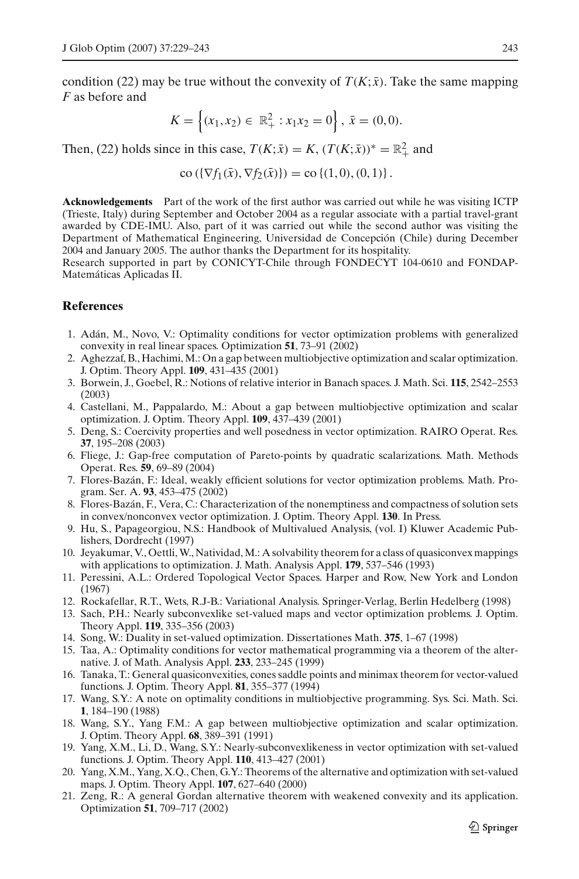condition (22) may be true without the convexity of $T(K;\bar{x})$. Take the same mapping $F$ as before and

$$K = \left\{(x_1, x_2) \in \mathbb{R}^2_+ : x_1 x_2 = 0\right\}, \; \bar{x} = (0, 0).$$

Then, (22) holds since in this case, $T(K;\bar{x}) = K$, $(T(K;\bar{x}))^* = \mathbb{R}^2_+$ and

$$\text{co}\left(\{\nabla f_1(\bar{x}), \nabla f_2(\bar{x})\}\right) = \text{co}\left\{(1, 0), (0, 1)\right\}.$$

**Acknowledgements** Part of the work of the first author was carried out while he was visiting ICTP (Trieste, Italy) during September and October 2004 as a regular associate with a partial travel-grant awarded by CDE-IMU. Also, part of it was carried out while the second author was visiting the Department of Mathematical Engineering, Universidad de Concepción (Chile) during December 2004 and January 2005. The author thanks the Department for its hospitality.
Research supported in part by CONICYT-Chile through FONDECYT 104-0610 and FONDAP-Matemáticas Aplicadas II.

## References

1. Adán, M., Novo, V.: Optimality conditions for vector optimization problems with generalized convexity in real linear spaces. Optimization **51**, 73–91 (2002)
2. Aghezzaf, B., Hachimi, M.: On a gap between multiobjective optimization and scalar optimization. J. Optim. Theory Appl. **109**, 431–435 (2001)
3. Borwein, J., Goebel, R.: Notions of relative interior in Banach spaces. J. Math. Sci. **115**, 2542–2553 (2003)
4. Castellani, M., Pappalardo, M.: About a gap between multiobjective optimization and scalar optimization. J. Optim. Theory Appl. **109**, 437–439 (2001)
5. Deng, S.: Coercivity properties and well posedness in vector optimization. RAIRO Operat. Res. **37**, 195–208 (2003)
6. Fliege, J.: Gap-free computation of Pareto-points by quadratic scalarizations. Math. Methods Operat. Res. **59**, 69–89 (2004)
7. Flores-Bazán, F.: Ideal, weakly efficient solutions for vector optimization problems. Math. Program. Ser. A. **93**, 453–475 (2002)
8. Flores-Bazán, F., Vera, C.: Characterization of the nonemptiness and compactness of solution sets in convex/nonconvex vector optimization. J. Optim. Theory Appl. **130**. In Press.
9. Hu, S., Papageorgiou, N.S.: Handbook of Multivalued Analysis, (vol. I) Kluwer Academic Publishers, Dordrecht (1997)
10. Jeyakumar, V., Oettli, W., Natividad, M.: A solvability theorem for a class of quasiconvex mappings with applications to optimization. J. Math. Analysis Appl. **179**, 537–546 (1993)
11. Peressini, A.L.: Ordered Topological Vector Spaces. Harper and Row, New York and London (1967)
12. Rockafellar, R.T., Wets, R.J-B.: Variational Analysis. Springer-Verlag, Berlin Hedelberg (1998)
13. Sach, P.H.: Nearly subconvexlike set-valued maps and vector optimization problems. J. Optim. Theory Appl. **119**, 335–356 (2003)
14. Song, W.: Duality in set-valued optimization. Dissertationes Math. **375**, 1–67 (1998)
15. Taa, A.: Optimality conditions for vector mathematical programming via a theorem of the alternative. J. of Math. Analysis Appl. **233**, 233–245 (1999)
16. Tanaka, T.: General quasiconvexities, cones saddle points and minimax theorem for vector-valued functions. J. Optim. Theory Appl. **81**, 355–377 (1994)
17. Wang, S.Y.: A note on optimality conditions in multiobjective programming. Sys. Sci. Math. Sci. **1**, 184–190 (1988)
18. Wang, S.Y., Yang F.M.: A gap between multiobjective optimization and scalar optimization. J. Optim. Theory Appl. **68**, 389–391 (1991)
19. Yang, X.M., Li, D., Wang, S.Y.: Nearly-subconvexlikeness in vector optimization with set-valued functions. J. Optim. Theory Appl. **110**, 413–427 (2001)
20. Yang, X.M., Yang, X.Q., Chen, G.Y.: Theorems of the alternative and optimization with set-valued maps. J. Optim. Theory Appl. **107**, 627–640 (2000)
21. Zeng, R.: A general Gordan alternative theorem with weakened convexity and its application. Optimization **51**, 709–717 (2002)